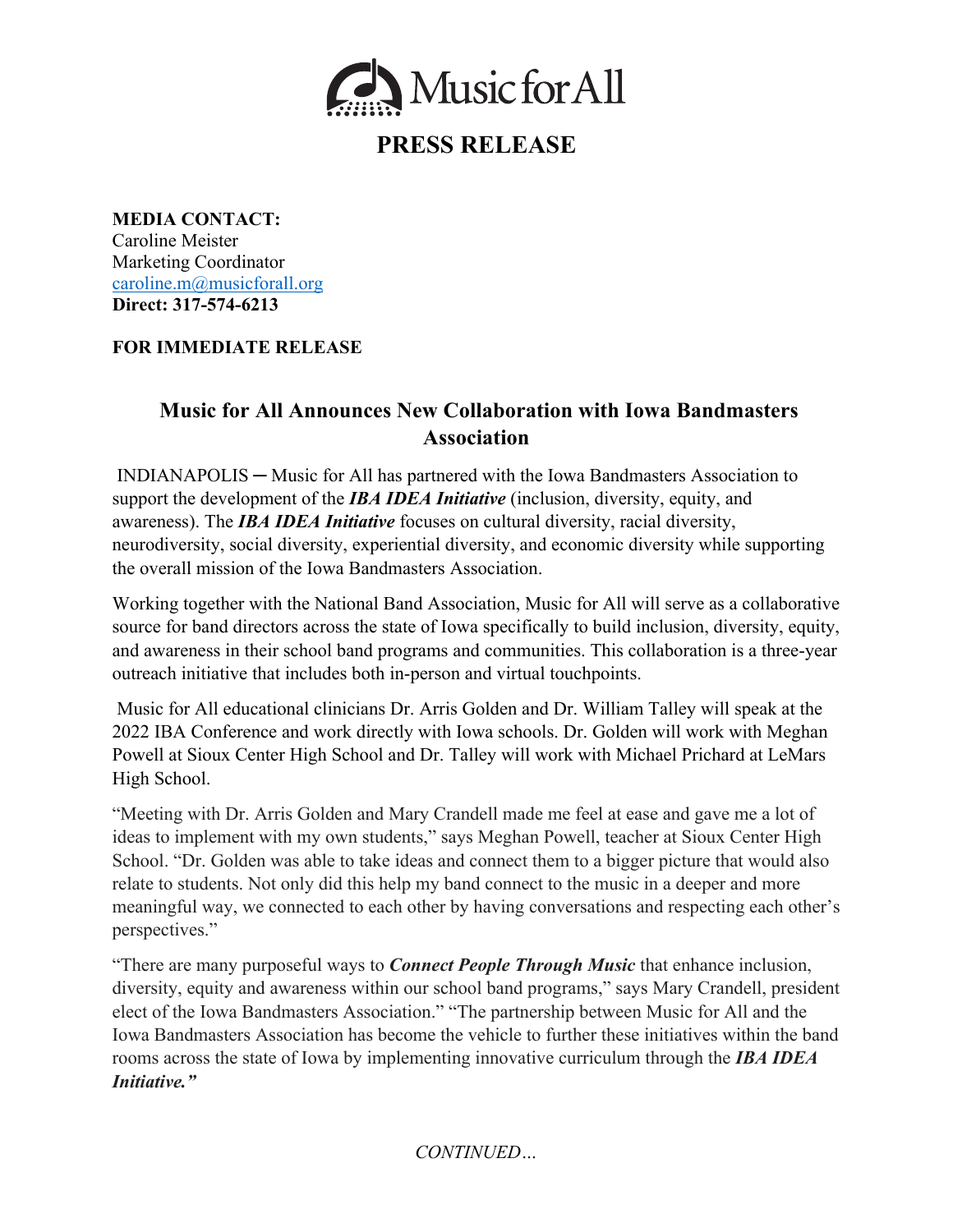Music for All

# PRESS RELEASE

**MEDIA CONTACT:**
Caroline Meister
Marketing Coordinator
caroline.m@musicforall.org
**Direct: 317-574-6213**

**FOR IMMEDIATE RELEASE**

## Music for All Announces New Collaboration with Iowa Bandmasters Association

INDIANAPOLIS ─ Music for All has partnered with the Iowa Bandmasters Association to support the development of the ***IBA IDEA Initiative*** (inclusion, diversity, equity, and awareness). The ***IBA IDEA Initiative*** focuses on cultural diversity, racial diversity, neurodiversity, social diversity, experiential diversity, and economic diversity while supporting the overall mission of the Iowa Bandmasters Association.

Working together with the National Band Association, Music for All will serve as a collaborative source for band directors across the state of Iowa specifically to build inclusion, diversity, equity, and awareness in their school band programs and communities. This collaboration is a three-year outreach initiative that includes both in-person and virtual touchpoints.

Music for All educational clinicians Dr. Arris Golden and Dr. William Talley will speak at the 2022 IBA Conference and work directly with Iowa schools. Dr. Golden will work with Meghan Powell at Sioux Center High School and Dr. Talley will work with Michael Prichard at LeMars High School.

"Meeting with Dr. Arris Golden and Mary Crandell made me feel at ease and gave me a lot of ideas to implement with my own students," says Meghan Powell, teacher at Sioux Center High School. "Dr. Golden was able to take ideas and connect them to a bigger picture that would also relate to students. Not only did this help my band connect to the music in a deeper and more meaningful way, we connected to each other by having conversations and respecting each other's perspectives."

"There are many purposeful ways to ***Connect People Through Music*** that enhance inclusion, diversity, equity and awareness within our school band programs," says Mary Crandell, president elect of the Iowa Bandmasters Association." "The partnership between Music for All and the Iowa Bandmasters Association has become the vehicle to further these initiatives within the band rooms across the state of Iowa by implementing innovative curriculum through the ***IBA IDEA Initiative."***

*CONTINUED…*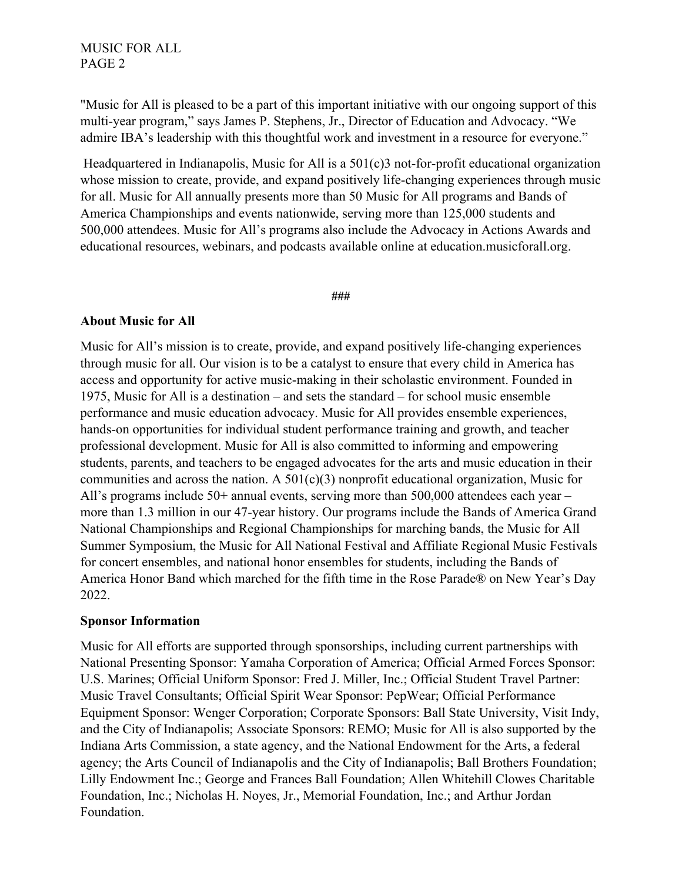"Music for All is pleased to be a part of this important initiative with our ongoing support of this multi-year program," says James P. Stephens, Jr., Director of Education and Advocacy. "We admire IBA's leadership with this thoughtful work and investment in a resource for everyone."

Headquartered in Indianapolis, Music for All is a 501(c)3 not-for-profit educational organization whose mission to create, provide, and expand positively life-changing experiences through music for all. Music for All annually presents more than 50 Music for All programs and Bands of America Championships and events nationwide, serving more than 125,000 students and 500,000 attendees. Music for All's programs also include the Advocacy in Actions Awards and educational resources, webinars, and podcasts available online at education.musicforall.org.

###

**About Music for All**

Music for All's mission is to create, provide, and expand positively life-changing experiences through music for all. Our vision is to be a catalyst to ensure that every child in America has access and opportunity for active music-making in their scholastic environment. Founded in 1975, Music for All is a destination – and sets the standard – for school music ensemble performance and music education advocacy. Music for All provides ensemble experiences, hands-on opportunities for individual student performance training and growth, and teacher professional development. Music for All is also committed to informing and empowering students, parents, and teachers to be engaged advocates for the arts and music education in their communities and across the nation. A 501(c)(3) nonprofit educational organization, Music for All's programs include 50+ annual events, serving more than 500,000 attendees each year – more than 1.3 million in our 47-year history. Our programs include the Bands of America Grand National Championships and Regional Championships for marching bands, the Music for All Summer Symposium, the Music for All National Festival and Affiliate Regional Music Festivals for concert ensembles, and national honor ensembles for students, including the Bands of America Honor Band which marched for the fifth time in the Rose Parade® on New Year's Day 2022.

**Sponsor Information**

Music for All efforts are supported through sponsorships, including current partnerships with National Presenting Sponsor: Yamaha Corporation of America; Official Armed Forces Sponsor: U.S. Marines; Official Uniform Sponsor: Fred J. Miller, Inc.; Official Student Travel Partner: Music Travel Consultants; Official Spirit Wear Sponsor: PepWear; Official Performance Equipment Sponsor: Wenger Corporation; Corporate Sponsors: Ball State University, Visit Indy, and the City of Indianapolis; Associate Sponsors: REMO; Music for All is also supported by the Indiana Arts Commission, a state agency, and the National Endowment for the Arts, a federal agency; the Arts Council of Indianapolis and the City of Indianapolis; Ball Brothers Foundation; Lilly Endowment Inc.; George and Frances Ball Foundation; Allen Whitehill Clowes Charitable Foundation, Inc.; Nicholas H. Noyes, Jr., Memorial Foundation, Inc.; and Arthur Jordan Foundation.